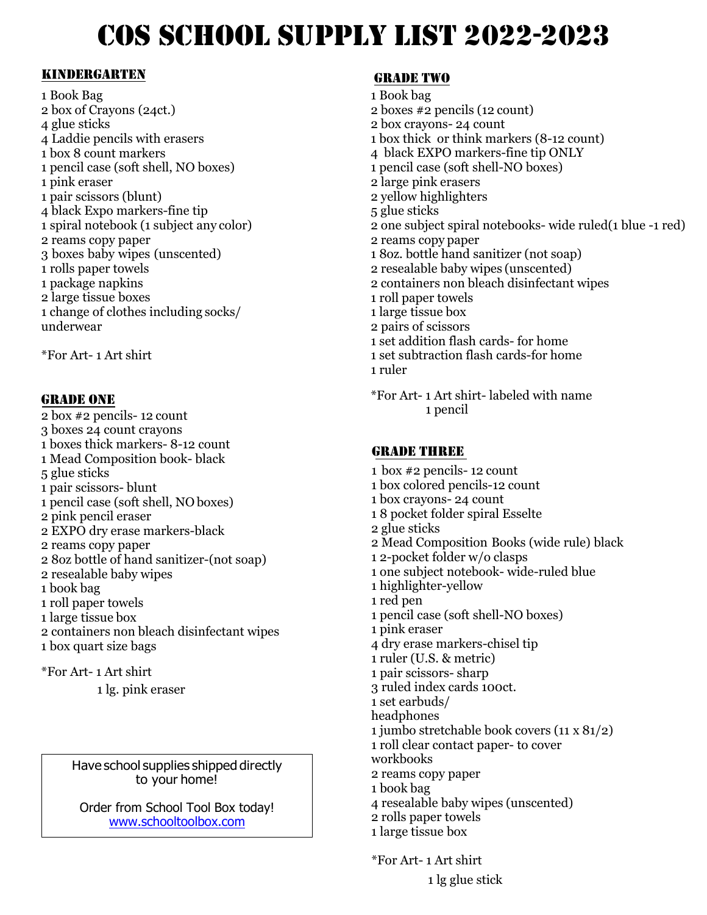# COS SCHOOL SUPPLY LIST 2022-2023

## KINDERGARTEN

1 Book Bag
2 box of Crayons (24ct.)
4 glue sticks
4 Laddie pencils with erasers
1 box 8 count markers
1 pencil case (soft shell, NO boxes)
1 pink eraser
1 pair scissors (blunt)
4 black Expo markers-fine tip
1 spiral notebook (1 subject any color)
2 reams copy paper
3 boxes baby wipes (unscented)
1 rolls paper towels
1 package napkins
2 large tissue boxes
1 change of clothes including socks/ underwear

*For Art- 1 Art shirt

## GRADE ONE

2 box #2 pencils- 12 count
3 boxes 24 count crayons
1 boxes thick markers- 8-12 count
1 Mead Composition book- black
5 glue sticks
1 pair scissors- blunt
1 pencil case (soft shell, NO boxes)
2 pink pencil eraser
2 EXPO dry erase markers-black
2 reams copy paper
2 8oz bottle of hand sanitizer-(not soap)
2 resealable baby wipes
1 book bag
1 roll paper towels
1 large tissue box
2 containers non bleach disinfectant wipes
1 box quart size bags

*For Art- 1 Art shirt
1 lg. pink eraser

Have school supplies shipped directly to your home!

Order from School Tool Box today!
www.schooltoolbox.com

## GRADE TWO

1 Book bag
2 boxes #2 pencils (12 count)
2 box crayons- 24 count
1 box thick or think markers (8-12 count)
4 black EXPO markers-fine tip ONLY
1 pencil case (soft shell-NO boxes)
2 large pink erasers
2 yellow highlighters
5 glue sticks
2 one subject spiral notebooks- wide ruled(1 blue -1 red)
2 reams copy paper
1 8oz. bottle hand sanitizer (not soap)
2 resealable baby wipes (unscented)
2 containers non bleach disinfectant wipes
1 roll paper towels
1 large tissue box
2 pairs of scissors
1 set addition flash cards- for home
1 set subtraction flash cards-for home
1 ruler

*For Art- 1 Art shirt- labeled with name
1 pencil

## GRADE THREE

1 box #2 pencils- 12 count
1 box colored pencils-12 count
1 box crayons- 24 count
1 8 pocket folder spiral Esselte
2 glue sticks
2 Mead Composition Books (wide rule) black
1 2-pocket folder w/o clasps
1 one subject notebook- wide-ruled blue
1 highlighter-yellow
1 red pen
1 pencil case (soft shell-NO boxes)
1 pink eraser
4 dry erase markers-chisel tip
1 ruler (U.S. & metric)
1 pair scissors- sharp
3 ruled index cards 100ct.
1 set earbuds/ headphones
1 jumbo stretchable book covers (11 x 81/2)
1 roll clear contact paper- to cover workbooks
2 reams copy paper
1 book bag
4 resealable baby wipes (unscented)
2 rolls paper towels
1 large tissue box

*For Art- 1 Art shirt
1 lg glue stick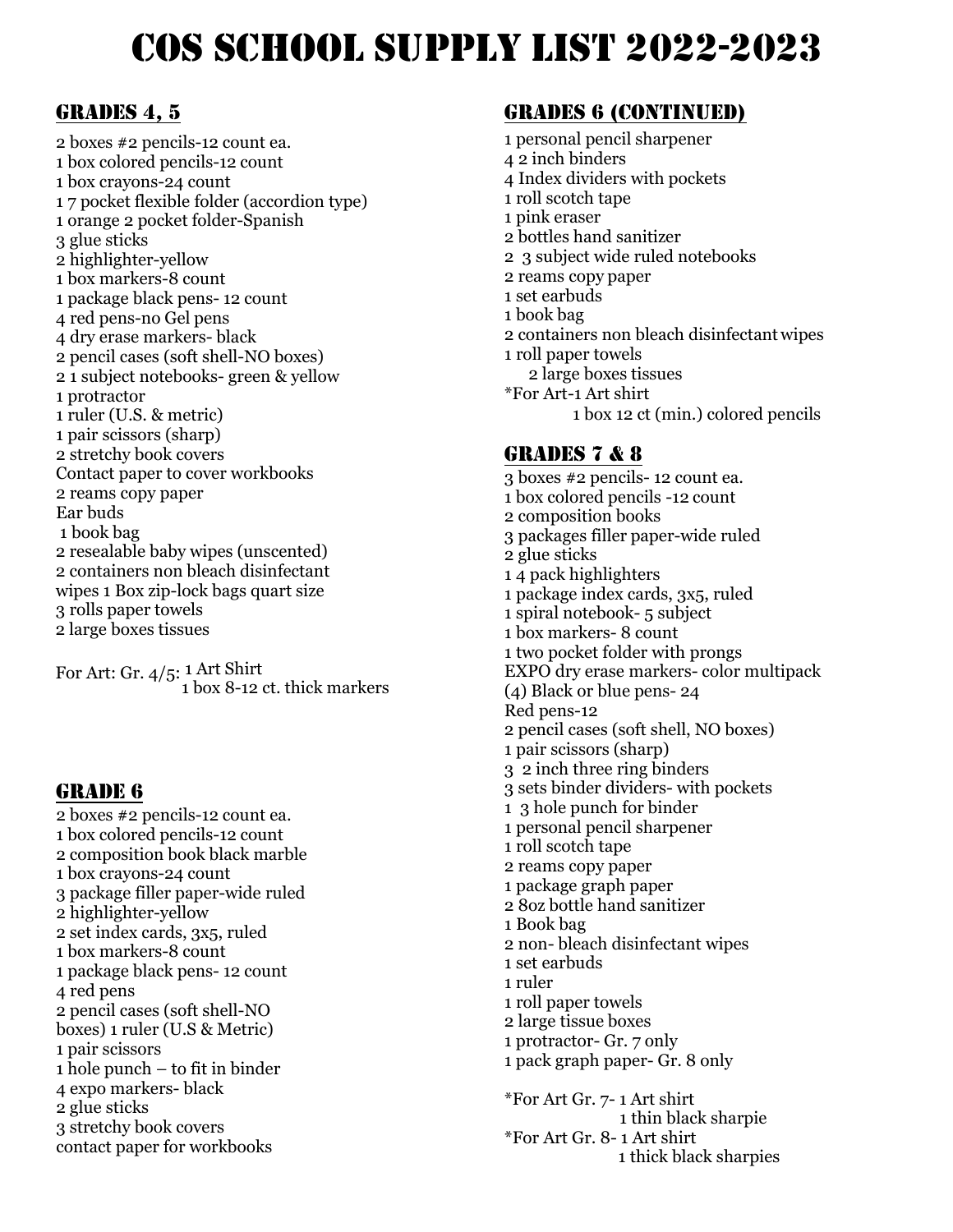# COS SCHOOL SUPPLY LIST 2022-2023

## GRADES 4, 5

2 boxes #2 pencils-12 count ea.
1 box colored pencils-12 count
1 box crayons-24 count
1 7 pocket flexible folder (accordion type)
1 orange 2 pocket folder-Spanish
3 glue sticks
2 highlighter-yellow
1 box markers-8 count
1 package black pens- 12 count
4 red pens-no Gel pens
4 dry erase markers- black
2 pencil cases (soft shell-NO boxes)
2 1 subject notebooks- green & yellow
1 protractor
1 ruler (U.S. & metric)
1 pair scissors (sharp)
2 stretchy book covers
Contact paper to cover workbooks
2 reams copy paper
Ear buds
1 book bag
2 resealable baby wipes (unscented)
2 containers non bleach disinfectant wipes 1 Box zip-lock bags quart size
3 rolls paper towels
2 large boxes tissues

For Art: Gr. 4/5: 1 Art Shirt
1 box 8-12 ct. thick markers

## GRADE 6

2 boxes #2 pencils-12 count ea.
1 box colored pencils-12 count
2 composition book black marble
1 box crayons-24 count
3 package filler paper-wide ruled
2 highlighter-yellow
2 set index cards, 3x5, ruled
1 box markers-8 count
1 package black pens- 12 count
4 red pens
2 pencil cases (soft shell-NO boxes) 1 ruler (U.S & Metric)
1 pair scissors
1 hole punch – to fit in binder
4 expo markers- black
2 glue sticks
3 stretchy book covers
contact paper for workbooks

## GRADES 6 (CONTINUED)

1 personal pencil sharpener
4 2 inch binders
4 Index dividers with pockets
1 roll scotch tape
1 pink eraser
2 bottles hand sanitizer
2 3 subject wide ruled notebooks
2 reams copy paper
1 set earbuds
1 book bag
2 containers non bleach disinfectant wipes
1 roll paper towels
2 large boxes tissues
*For Art-1 Art shirt
1 box 12 ct (min.) colored pencils

## GRADES 7 & 8

3 boxes #2 pencils- 12 count ea.
1 box colored pencils -12 count
2 composition books
3 packages filler paper-wide ruled
2 glue sticks
1 4 pack highlighters
1 package index cards, 3x5, ruled
1 spiral notebook- 5 subject
1 box markers- 8 count
1 two pocket folder with prongs
EXPO dry erase markers- color multipack
(4) Black or blue pens- 24
Red pens-12
2 pencil cases (soft shell, NO boxes)
1 pair scissors (sharp)
3 2 inch three ring binders
3 sets binder dividers- with pockets
1 3 hole punch for binder
1 personal pencil sharpener
1 roll scotch tape
2 reams copy paper
1 package graph paper
2 8oz bottle hand sanitizer
1 Book bag
2 non- bleach disinfectant wipes
1 set earbuds
1 ruler
1 roll paper towels
2 large tissue boxes
1 protractor- Gr. 7 only
1 pack graph paper- Gr. 8 only

*For Art Gr. 7- 1 Art shirt
1 thin black sharpie
*For Art Gr. 8- 1 Art shirt
1 thick black sharpies